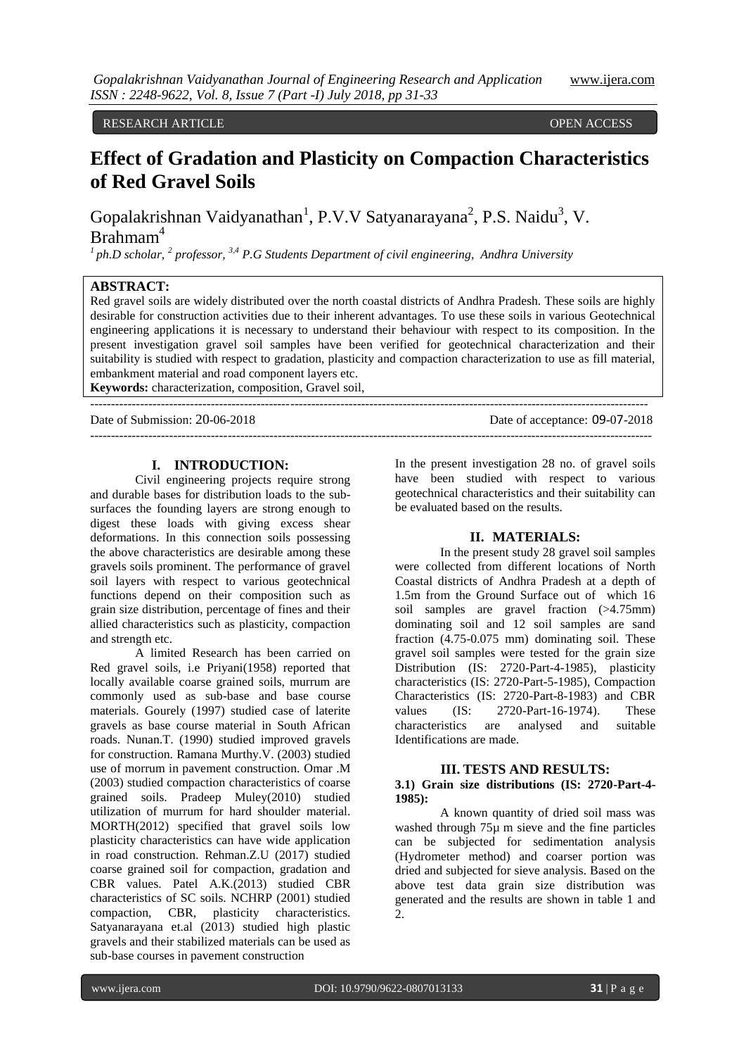RESEARCH ARTICLE OPEN ACCESS

# Effect of Gradation and Plasticity on Compaction Characteristics of Red Gravel Soils

Gopalakrishnan Vaidyanathan[1], P.V.V Satyanarayana[2], P.S. Naidu[3], V. Brahmam[4]

[1] ph.D scholar, [2] professor, [3,4] P.G Students Department of civil engineering, Andhra University

**ABSTRACT:**

Red gravel soils are widely distributed over the north coastal districts of Andhra Pradesh. These soils are highly desirable for construction activities due to their inherent advantages. To use these soils in various Geotechnical engineering applications it is necessary to understand their behaviour with respect to its composition. In the present investigation gravel soil samples have been verified for geotechnical characterization and their suitability is studied with respect to gradation, plasticity and compaction characterization to use as fill material, embankment material and road component layers etc.

**Keywords:** characterization, composition, Gravel soil,

---

Date of Submission: 20-06-2018 Date of acceptance: 09-07-2018

---

## I. INTRODUCTION:

Civil engineering projects require strong and durable bases for distribution loads to the sub-surfaces the founding layers are strong enough to digest these loads with giving excess shear deformations. In this connection soils possessing the above characteristics are desirable among these gravels soils prominent. The performance of gravel soil layers with respect to various geotechnical functions depend on their composition such as grain size distribution, percentage of fines and their allied characteristics such as plasticity, compaction and strength etc.

A limited Research has been carried on Red gravel soils, i.e Priyani(1958) reported that locally available coarse grained soils, murrum are commonly used as sub-base and base course materials. Gourely (1997) studied case of laterite gravels as base course material in South African roads. Nunan.T. (1990) studied improved gravels for construction. Ramana Murthy.V. (2003) studied use of morrum in pavement construction. Omar .M (2003) studied compaction characteristics of coarse grained soils. Pradeep Muley(2010) studied utilization of murrum for hard shoulder material. MORTH(2012) specified that gravel soils low plasticity characteristics can have wide application in road construction. Rehman.Z.U (2017) studied coarse grained soil for compaction, gradation and CBR values. Patel A.K.(2013) studied CBR characteristics of SC soils. NCHRP (2001) studied compaction, CBR, plasticity characteristics. Satyanarayana et.al (2013) studied high plastic gravels and their stabilized materials can be used as sub-base courses in pavement construction

In the present investigation 28 no. of gravel soils have been studied with respect to various geotechnical characteristics and their suitability can be evaluated based on the results.

## II. MATERIALS:

In the present study 28 gravel soil samples were collected from different locations of North Coastal districts of Andhra Pradesh at a depth of 1.5m from the Ground Surface out of which 16 soil samples are gravel fraction (>4.75mm) dominating soil and 12 soil samples are sand fraction (4.75-0.075 mm) dominating soil. These gravel soil samples were tested for the grain size Distribution (IS: 2720-Part-4-1985), plasticity characteristics (IS: 2720-Part-5-1985), Compaction Characteristics (IS: 2720-Part-8-1983) and CBR values (IS: 2720-Part-16-1974). These characteristics are analysed and suitable Identifications are made.

## III. TESTS AND RESULTS:

### 3.1) Grain size distributions (IS: 2720-Part-4-1985):

A known quantity of dried soil mass was washed through 75μ m sieve and the fine particles can be subjected for sedimentation analysis (Hydrometer method) and coarser portion was dried and subjected for sieve analysis. Based on the above test data grain size distribution was generated and the results are shown in table 1 and 2.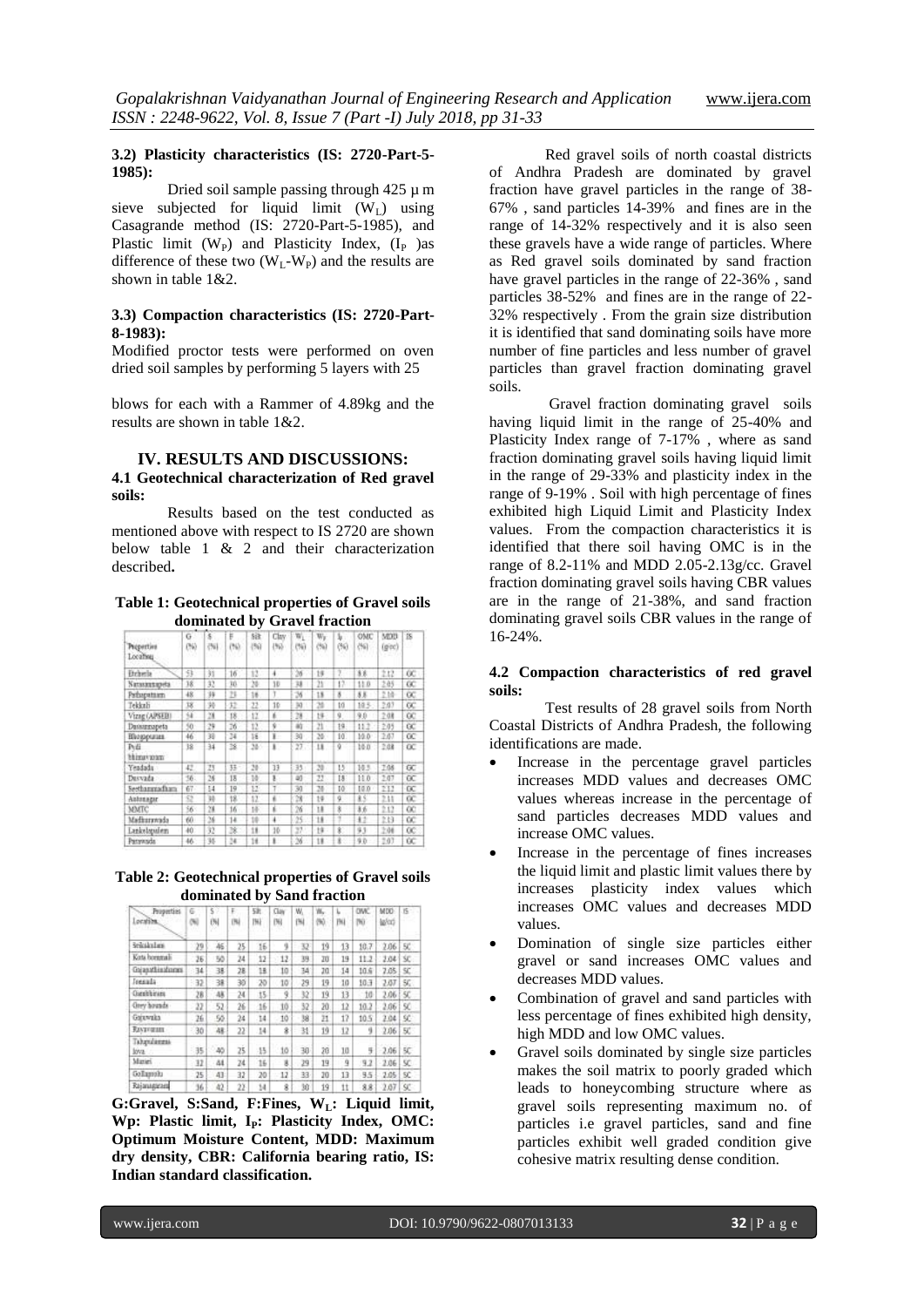**3.2) Plasticity characteristics (IS: 2720-Part-5-1985):**

Dried soil sample passing through 425 µ m sieve subjected for liquid limit ($W_L$) using Casagrande method (IS: 2720-Part-5-1985), and Plastic limit ($W_P$) and Plasticity Index, ($I_P$ )as difference of these two ($W_L$-$W_P$) and the results are shown in table 1&2.

**3.3) Compaction characteristics (IS: 2720-Part-8-1983):**

Modified proctor tests were performed on oven dried soil samples by performing 5 layers with 25 blows for each with a Rammer of 4.89kg and the results are shown in table 1&2.

## IV. RESULTS AND DISCUSSIONS:

### 4.1 Geotechnical characterization of Red gravel soils:

Results based on the test conducted as mentioned above with respect to IS 2720 are shown below table 1 & 2 and their characterization described**.**

**Table 1: Geotechnical properties of Gravel soils dominated by Gravel fraction**

| Properties / Location | G (%) | S (%) | F (%) | Silt (%) | Clay (%) | $W_L$ (%) | $W_P$ (%) | $I_P$ (%) | OMC (%) | MDD (g/cc) | IS |
|---|---|---|---|---|---|---|---|---|---|---|---|
| Etcherla | 53 | 31 | 16 | 12 | 4 | 26 | 19 | 7 | 8.8 | 2.12 | GC |
| Narasannapeta | 38 | 32 | 30 | 20 | 10 | 38 | 21 | 17 | 11.0 | 2.05 | GC |
| Pathapatnam | 48 | 39 | 23 | 16 | 7 | 26 | 18 | 8 | 8.8 | 2.10 | GC |
| Tekkali | 38 | 30 | 32 | 22 | 10 | 30 | 20 | 10 | 10.5 | 2.07 | GC |
| Vizag (APSEB) | 54 | 28 | 18 | 12 | 6 | 28 | 19 | 9 | 9.0 | 2.08 | GC |
| Dassannapeta | 50 | 29 | 26 | 12 | 9 | 40 | 21 | 19 | 11.2 | 2.05 | GC |
| Bhogapuram | 46 | 30 | 24 | 16 | 8 | 30 | 20 | 10 | 10.0 | 2.07 | GC |
| Pydi bhimavaram | 38 | 34 | 28 | 20 | 8 | 27 | 18 | 9 | 10.0 | 2.08 | GC |
| Yendada | 42 | 23 | 35 | 20 | 13 | 35 | 20 | 15 | 10.5 | 2.06 | GC |
| Duvvada | 56 | 26 | 18 | 10 | 8 | 40 | 22 | 18 | 11.0 | 2.07 | GC |
| Seethammadhara | 67 | 14 | 19 | 12 | 7 | 30 | 20 | 10 | 10.0 | 2.12 | GC |
| Autonagar | 52 | 30 | 18 | 12 | 6 | 28 | 19 | 9 | 8.5 | 2.11 | GC |
| MMTC | 56 | 28 | 16 | 10 | 6 | 26 | 18 | 8 | 8.6 | 2.12 | GC |
| Madhurawada | 60 | 26 | 14 | 10 | 4 | 25 | 18 | 7 | 8.2 | 2.13 | GC |
| Lankelapalem | 40 | 32 | 28 | 18 | 10 | 27 | 19 | 8 | 9.3 | 2.08 | GC |
| Parawada | 46 | 30 | 24 | 16 | 8 | 26 | 18 | 8 | 9.0 | 2.07 | GC |

**Table 2: Geotechnical properties of Gravel soils dominated by Sand fraction**

| Properties / Location | G (%) | S (%) | F (%) | Silt (%) | Clay (%) | $W_L$ (%) | $W_P$ (%) | $I_P$ (%) | OMC (%) | MDD (g/cc) | IS |
|---|---|---|---|---|---|---|---|---|---|---|---|
| Srikakulam | 29 | 46 | 25 | 16 | 9 | 32 | 19 | 13 | 10.7 | 2.06 | SC |
| Kota bommali | 26 | 50 | 24 | 12 | 12 | 39 | 20 | 19 | 11.2 | 2.04 | SC |
| Gajapathinagaram | 34 | 38 | 28 | 18 | 10 | 34 | 20 | 14 | 10.6 | 2.05 | SC |
| Jeenada | 32 | 38 | 30 | 20 | 10 | 29 | 19 | 10 | 10.3 | 2.07 | SC |
| Gantikiram | 28 | 48 | 24 | 15 | 9 | 32 | 19 | 13 | 10 | 2.06 | SC |
| Grey hounds | 22 | 52 | 26 | 16 | 10 | 32 | 20 | 12 | 10.2 | 2.06 | SC |
| Gajuwaka | 26 | 50 | 24 | 14 | 10 | 38 | 21 | 17 | 10.5 | 2.04 | SC |
| Rayavaram | 30 | 48 | 22 | 14 | 8 | 31 | 19 | 12 | 9 | 2.06 | SC |
| Tahapulamma lova | 35 | 40 | 25 | 15 | 10 | 30 | 20 | 10 | 9 | 2.06 | SC |
| Maruti | 32 | 44 | 24 | 16 | 8 | 29 | 19 | 9 | 9.2 | 2.06 | SC |
| Gollapralu | 25 | 43 | 32 | 20 | 12 | 33 | 20 | 13 | 9.5 | 2.05 | SC |
| Rajanagaram | 36 | 42 | 22 | 14 | 8 | 30 | 19 | 11 | 8.8 | 2.07 | SC |

**G:Gravel, S:Sand, F:Fines, $W_L$: Liquid limit, Wp: Plastic limit, $I_P$: Plasticity Index, OMC: Optimum Moisture Content, MDD: Maximum dry density, CBR: California bearing ratio, IS: Indian standard classification.**

Red gravel soils of north coastal districts of Andhra Pradesh are dominated by gravel fraction have gravel particles in the range of 38-67% , sand particles 14-39% and fines are in the range of 14-32% respectively and it is also seen these gravels have a wide range of particles. Where as Red gravel soils dominated by sand fraction have gravel particles in the range of 22-36% , sand particles 38-52% and fines are in the range of 22-32% respectively . From the grain size distribution it is identified that sand dominating soils have more number of fine particles and less number of gravel particles than gravel fraction dominating gravel soils.

Gravel fraction dominating gravel soils having liquid limit in the range of 25-40% and Plasticity Index range of 7-17% , where as sand fraction dominating gravel soils having liquid limit in the range of 29-33% and plasticity index in the range of 9-19% . Soil with high percentage of fines exhibited high Liquid Limit and Plasticity Index values. From the compaction characteristics it is identified that there soil having OMC is in the range of 8.2-11% and MDD 2.05-2.13g/cc. Gravel fraction dominating gravel soils having CBR values are in the range of 21-38%, and sand fraction dominating gravel soils CBR values in the range of 16-24%.

### 4.2 Compaction characteristics of red gravel soils:

Test results of 28 gravel soils from North Coastal Districts of Andhra Pradesh, the following identifications are made.

- Increase in the percentage gravel particles increases MDD values and decreases OMC values whereas increase in the percentage of sand particles decreases MDD values and increase OMC values.
- Increase in the percentage of fines increases the liquid limit and plastic limit values there by increases plasticity index values which increases OMC values and decreases MDD values.
- Domination of single size particles either gravel or sand increases OMC values and decreases MDD values.
- Combination of gravel and sand particles with less percentage of fines exhibited high density, high MDD and low OMC values.
- Gravel soils dominated by single size particles makes the soil matrix to poorly graded which leads to honeycombing structure where as gravel soils representing maximum no. of particles i.e gravel particles, sand and fine particles exhibit well graded condition give cohesive matrix resulting dense condition.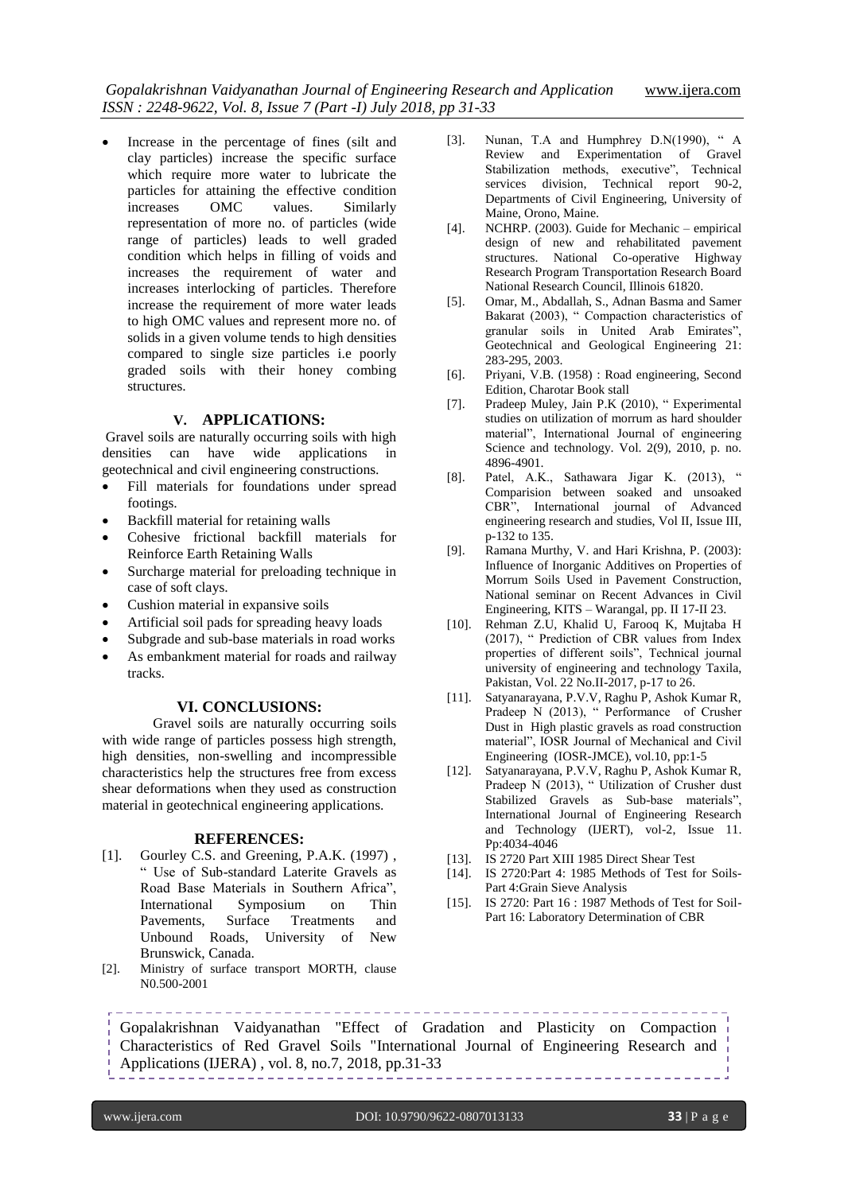- Increase in the percentage of fines (silt and clay particles) increase the specific surface which require more water to lubricate the particles for attaining the effective condition increases OMC values. Similarly representation of more no. of particles (wide range of particles) leads to well graded condition which helps in filling of voids and increases the requirement of water and increases interlocking of particles. Therefore increase the requirement of more water leads to high OMC values and represent more no. of solids in a given volume tends to high densities compared to single size particles i.e poorly graded soils with their honey combing structures.

## V. APPLICATIONS:

Gravel soils are naturally occurring soils with high densities can have wide applications in geotechnical and civil engineering constructions.

- Fill materials for foundations under spread footings.
- Backfill material for retaining walls
- Cohesive frictional backfill materials for Reinforce Earth Retaining Walls
- Surcharge material for preloading technique in case of soft clays.
- Cushion material in expansive soils
- Artificial soil pads for spreading heavy loads
- Subgrade and sub-base materials in road works
- As embankment material for roads and railway tracks.

## VI. CONCLUSIONS:

Gravel soils are naturally occurring soils with wide range of particles possess high strength, high densities, non-swelling and incompressible characteristics help the structures free from excess shear deformations when they used as construction material in geotechnical engineering applications.

## REFERENCES:

[1]. Gourley C.S. and Greening, P.A.K. (1997) , " Use of Sub-standard Laterite Gravels as Road Base Materials in Southern Africa", International Symposium on Thin Pavements, Surface Treatments and Unbound Roads, University of New Brunswick, Canada.

[2]. Ministry of surface transport MORTH, clause N0.500-2001

[3]. Nunan, T.A and Humphrey D.N(1990), " A Review and Experimentation of Gravel Stabilization methods, executive", Technical services division, Technical report 90-2, Departments of Civil Engineering, University of Maine, Orono, Maine.

[4]. NCHRP. (2003). Guide for Mechanic – empirical design of new and rehabilitated pavement structures. National Co-operative Highway Research Program Transportation Research Board National Research Council, Illinois 61820.

[5]. Omar, M., Abdallah, S., Adnan Basma and Samer Bakarat (2003), " Compaction characteristics of granular soils in United Arab Emirates", Geotechnical and Geological Engineering 21: 283-295, 2003.

[6]. Priyani, V.B. (1958) : Road engineering, Second Edition, Charotar Book stall

[7]. Pradeep Muley, Jain P.K (2010), " Experimental studies on utilization of morrum as hard shoulder material", International Journal of engineering Science and technology. Vol. 2(9), 2010, p. no. 4896-4901.

[8]. Patel, A.K., Sathawara Jigar K. (2013), " Comparision between soaked and unsoaked CBR", International journal of Advanced engineering research and studies, Vol II, Issue III, p-132 to 135.

[9]. Ramana Murthy, V. and Hari Krishna, P. (2003): Influence of Inorganic Additives on Properties of Morrum Soils Used in Pavement Construction, National seminar on Recent Advances in Civil Engineering, KITS – Warangal, pp. II 17-II 23.

[10]. Rehman Z.U, Khalid U, Farooq K, Mujtaba H (2017), " Prediction of CBR values from Index properties of different soils", Technical journal university of engineering and technology Taxila, Pakistan, Vol. 22 No.II-2017, p-17 to 26.

[11]. Satyanarayana, P.V.V, Raghu P, Ashok Kumar R, Pradeep N (2013), " Performance of Crusher Dust in High plastic gravels as road construction material", IOSR Journal of Mechanical and Civil Engineering (IOSR-JMCE), vol.10, pp:1-5

[12]. Satyanarayana, P.V.V, Raghu P, Ashok Kumar R, Pradeep N (2013), " Utilization of Crusher dust Stabilized Gravels as Sub-base materials", International Journal of Engineering Research and Technology (IJERT), vol-2, Issue 11. Pp:4034-4046

[13]. IS 2720 Part XIII 1985 Direct Shear Test

[14]. IS 2720:Part 4: 1985 Methods of Test for Soils-Part 4:Grain Sieve Analysis

[15]. IS 2720: Part 16 : 1987 Methods of Test for Soil-Part 16: Laboratory Determination of CBR

Gopalakrishnan Vaidyanathan "Effect of Gradation and Plasticity on Compaction Characteristics of Red Gravel Soils "International Journal of Engineering Research and Applications (IJERA) , vol. 8, no.7, 2018, pp.31-33